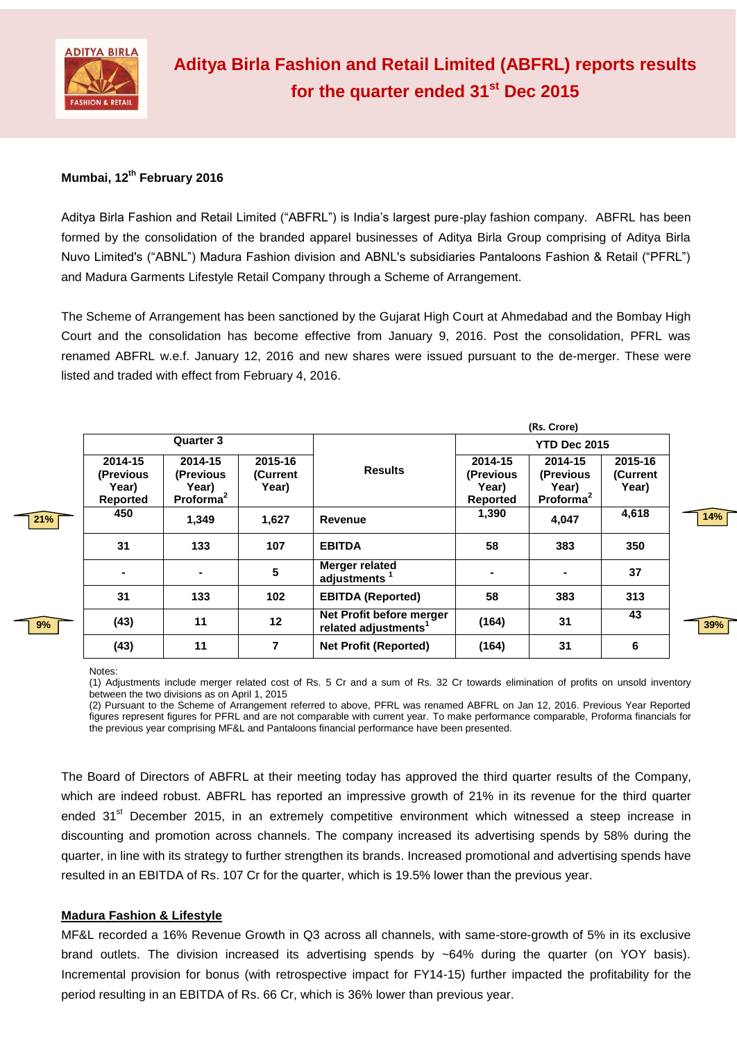# Aditya Birla Fashion and Retail Limited (ABFRL) reports results for the quarter ended 31st Dec 2015

**Mumbai, 12th February 2016**

Aditya Birla Fashion and Retail Limited ("ABFRL") is India's largest pure-play fashion company. ABFRL has been formed by the consolidation of the branded apparel businesses of Aditya Birla Group comprising of Aditya Birla Nuvo Limited's ("ABNL") Madura Fashion division and ABNL's subsidiaries Pantaloons Fashion & Retail ("PFRL") and Madura Garments Lifestyle Retail Company through a Scheme of Arrangement.

The Scheme of Arrangement has been sanctioned by the Gujarat High Court at Ahmedabad and the Bombay High Court and the consolidation has become effective from January 9, 2016. Post the consolidation, PFRL was renamed ABFRL w.e.f. January 12, 2016 and new shares were issued pursuant to the de-merger. These were listed and traded with effect from February 4, 2016.

(Rs. Crore)

| Quarter 3 | | | Results | YTD Dec 2015 | | |
|---|---|---|---|---|---|---|
| 2014-15 (Previous Year) Reported | 2014-15 (Previous Year) Proforma[2] | 2015-16 (Current Year) | | 2014-15 (Previous Year) Reported | 2014-15 (Previous Year) Proforma[2] | 2015-16 (Current Year) |
| 450 | 1,349 | 1,627 | Revenue | 1,390 | 4,047 | 4,618 |
| 31 | 133 | 107 | EBITDA | 58 | 383 | 350 |
| - | - | 5 | Merger related adjustments [1] | - | - | 37 |
| 31 | 133 | 102 | EBITDA (Reported) | 58 | 383 | 313 |
| (43) | 11 | 12 | Net Profit before merger related adjustments[1] | (164) | 31 | 43 |
| (43) | 11 | 7 | Net Profit (Reported) | (164) | 31 | 6 |

Growth markers: Revenue – Quarter 3: 21%; YTD: 14%. Net Profit before merger related adjustments – Quarter 3: 9%; YTD: 39%.

Notes:
(1) Adjustments include merger related cost of Rs. 5 Cr and a sum of Rs. 32 Cr towards elimination of profits on unsold inventory between the two divisions as on April 1, 2015
(2) Pursuant to the Scheme of Arrangement referred to above, PFRL was renamed ABFRL on Jan 12, 2016. Previous Year Reported figures represent figures for PFRL and are not comparable with current year. To make performance comparable, Proforma financials for the previous year comprising MF&L and Pantaloons financial performance have been presented.

The Board of Directors of ABFRL at their meeting today has approved the third quarter results of the Company, which are indeed robust. ABFRL has reported an impressive growth of 21% in its revenue for the third quarter ended 31st December 2015, in an extremely competitive environment which witnessed a steep increase in discounting and promotion across channels. The company increased its advertising spends by 58% during the quarter, in line with its strategy to further strengthen its brands. Increased promotional and advertising spends have resulted in an EBITDA of Rs. 107 Cr for the quarter, which is 19.5% lower than the previous year.

## Madura Fashion & Lifestyle

MF&L recorded a 16% Revenue Growth in Q3 across all channels, with same-store-growth of 5% in its exclusive brand outlets. The division increased its advertising spends by ~64% during the quarter (on YOY basis). Incremental provision for bonus (with retrospective impact for FY14-15) further impacted the profitability for the period resulting in an EBITDA of Rs. 66 Cr, which is 36% lower than previous year.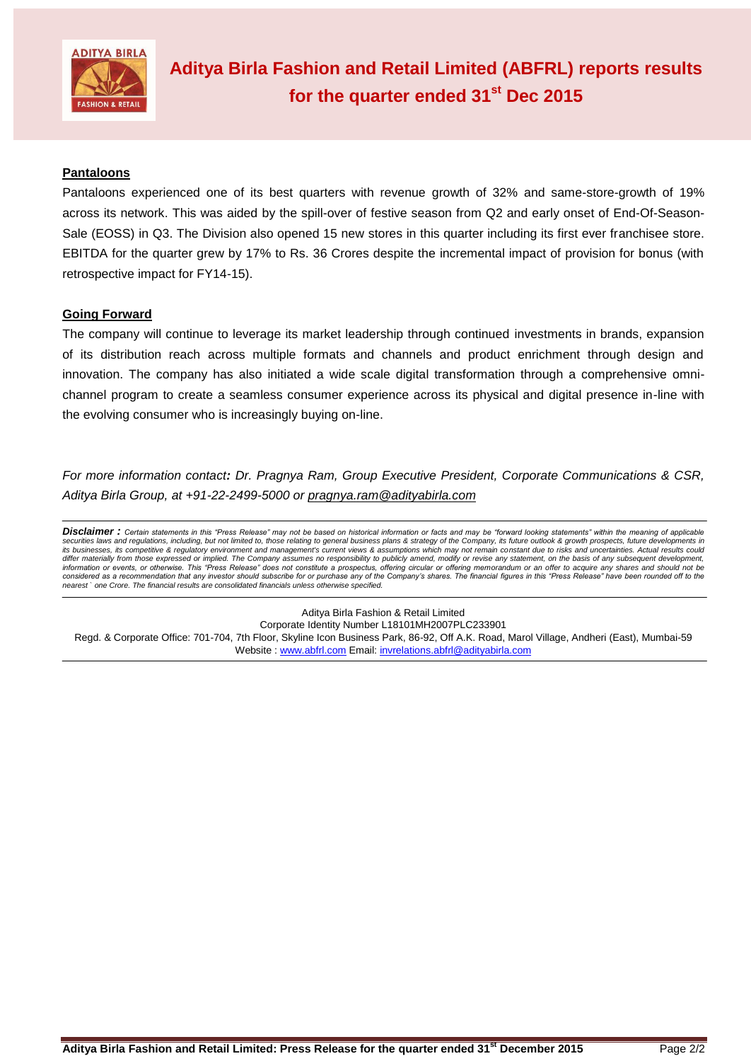# Aditya Birla Fashion and Retail Limited (ABFRL) reports results for the quarter ended 31st Dec 2015

## Pantaloons

Pantaloons experienced one of its best quarters with revenue growth of 32% and same-store-growth of 19% across its network. This was aided by the spill-over of festive season from Q2 and early onset of End-Of-Season-Sale (EOSS) in Q3. The Division also opened 15 new stores in this quarter including its first ever franchisee store. EBITDA for the quarter grew by 17% to Rs. 36 Crores despite the incremental impact of provision for bonus (with retrospective impact for FY14-15).

## Going Forward

The company will continue to leverage its market leadership through continued investments in brands, expansion of its distribution reach across multiple formats and channels and product enrichment through design and innovation. The company has also initiated a wide scale digital transformation through a comprehensive omni-channel program to create a seamless consumer experience across its physical and digital presence in-line with the evolving consumer who is increasingly buying on-line.

*For more information contact**:** Dr. Pragnya Ram, Group Executive President, Corporate Communications & CSR, Aditya Birla Group, at +91-22-2499-5000 or pragnya.ram@adityabirla.com*

***Disclaimer :*** *Certain statements in this "Press Release" may not be based on historical information or facts and may be "forward looking statements" within the meaning of applicable securities laws and regulations, including, but not limited to, those relating to general business plans & strategy of the Company, its future outlook & growth prospects, future developments in its businesses, its competitive & regulatory environment and management's current views & assumptions which may not remain constant due to risks and uncertainties. Actual results could differ materially from those expressed or implied. The Company assumes no responsibility to publicly amend, modify or revise any statement, on the basis of any subsequent development, information or events, or otherwise. This "Press Release" does not constitute a prospectus, offering circular or offering memorandum or an offer to acquire any shares and should not be considered as a recommendation that any investor should subscribe for or purchase any of the Company's shares. The financial figures in this "Press Release" have been rounded off to the nearest ` one Crore. The financial results are consolidated financials unless otherwise specified.*

Aditya Birla Fashion & Retail Limited
Corporate Identity Number L18101MH2007PLC233901
Regd. & Corporate Office: 701-704, 7th Floor, Skyline Icon Business Park, 86-92, Off A.K. Road, Marol Village, Andheri (East), Mumbai-59
Website : www.abfrl.com Email: invrelations.abfrl@adityabirla.com